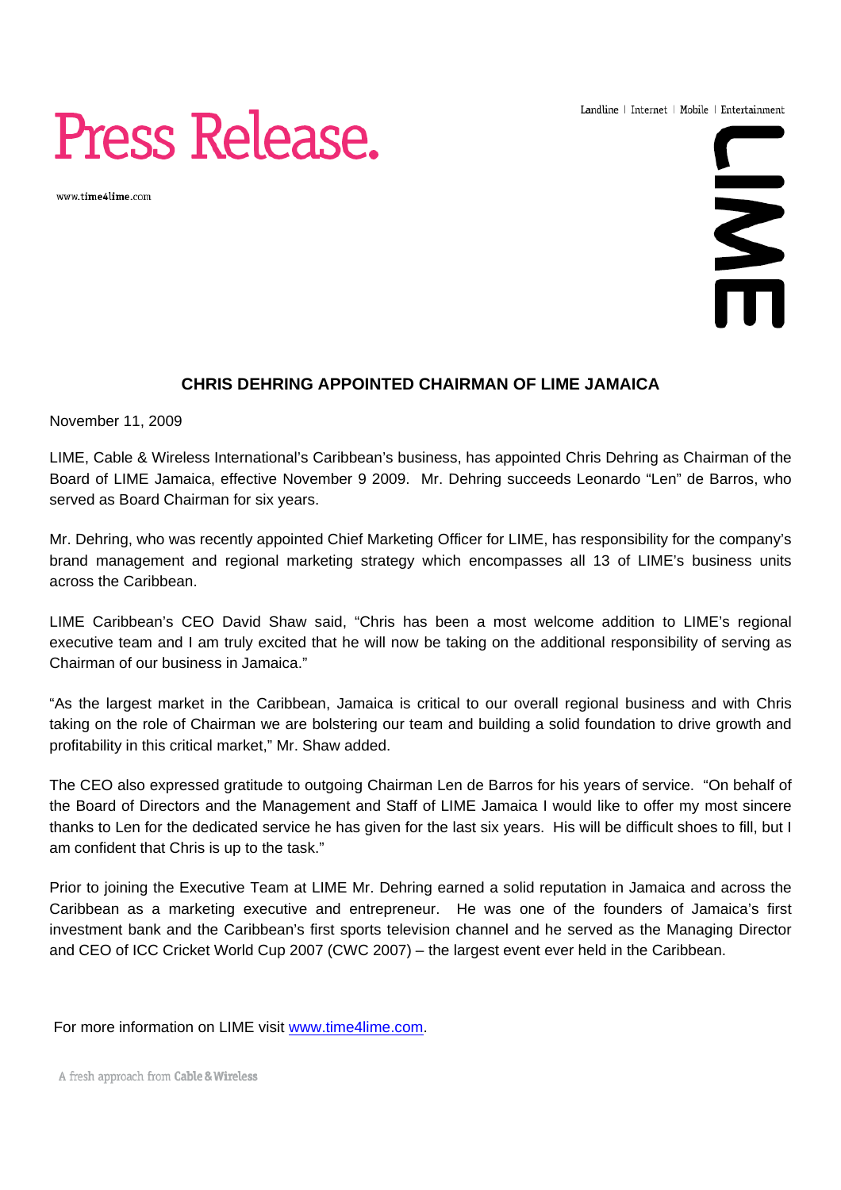# Press Release.

www.time4lime.com

Landline | Internet | Mobile | Entertainment

LIME

## CHRIS DEHRING APPOINTED CHAIRMAN OF LIME JAMAICA

November 11, 2009

LIME, Cable & Wireless International's Caribbean's business, has appointed Chris Dehring as Chairman of the Board of LIME Jamaica, effective November 9 2009. Mr. Dehring succeeds Leonardo "Len" de Barros, who served as Board Chairman for six years.

Mr. Dehring, who was recently appointed Chief Marketing Officer for LIME, has responsibility for the company's brand management and regional marketing strategy which encompasses all 13 of LIME's business units across the Caribbean.

LIME Caribbean's CEO David Shaw said, "Chris has been a most welcome addition to LIME's regional executive team and I am truly excited that he will now be taking on the additional responsibility of serving as Chairman of our business in Jamaica."

"As the largest market in the Caribbean, Jamaica is critical to our overall regional business and with Chris taking on the role of Chairman we are bolstering our team and building a solid foundation to drive growth and profitability in this critical market," Mr. Shaw added.

The CEO also expressed gratitude to outgoing Chairman Len de Barros for his years of service. "On behalf of the Board of Directors and the Management and Staff of LIME Jamaica I would like to offer my most sincere thanks to Len for the dedicated service he has given for the last six years. His will be difficult shoes to fill, but I am confident that Chris is up to the task."

Prior to joining the Executive Team at LIME Mr. Dehring earned a solid reputation in Jamaica and across the Caribbean as a marketing executive and entrepreneur. He was one of the founders of Jamaica's first investment bank and the Caribbean's first sports television channel and he served as the Managing Director and CEO of ICC Cricket World Cup 2007 (CWC 2007) – the largest event ever held in the Caribbean.

For more information on LIME visit www.time4lime.com.

A fresh approach from Cable & Wireless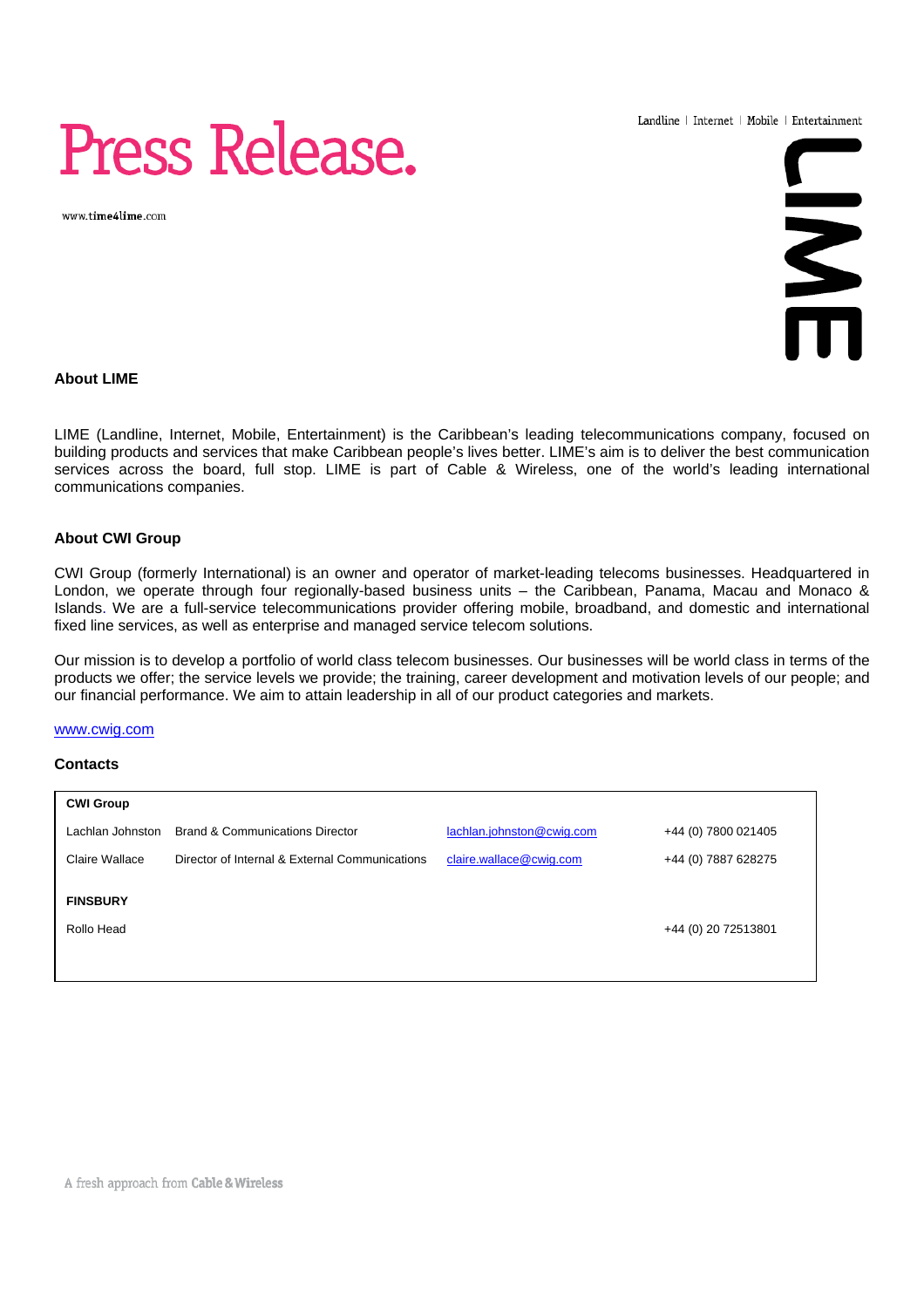# Press Release.

www.time4lime.com

Landline | Internet | Mobile | Entertainment

LIME

**About LIME**

LIME (Landline, Internet, Mobile, Entertainment) is the Caribbean's leading telecommunications company, focused on building products and services that make Caribbean people's lives better. LIME's aim is to deliver the best communication services across the board, full stop. LIME is part of Cable & Wireless, one of the world's leading international communications companies.

**About CWI Group**

CWI Group (formerly International) is an owner and operator of market-leading telecoms businesses. Headquartered in London, we operate through four regionally-based business units – the Caribbean, Panama, Macau and Monaco & Islands. We are a full-service telecommunications provider offering mobile, broadband, and domestic and international fixed line services, as well as enterprise and managed service telecom solutions.

Our mission is to develop a portfolio of world class telecom businesses. Our businesses will be world class in terms of the products we offer; the service levels we provide; the training, career development and motivation levels of our people; and our financial performance. We aim to attain leadership in all of our product categories and markets.

www.cwig.com

**Contacts**

| | | | |
|---|---|---|---|
| **CWI Group** | | | |
| Lachlan Johnston | Brand & Communications Director | lachlan.johnston@cwig.com | +44 (0) 7800 021405 |
| Claire Wallace | Director of Internal & External Communications | claire.wallace@cwig.com | +44 (0) 7887 628275 |
| **FINSBURY** | | | |
| Rollo Head | | | +44 (0) 20 72513801 |

A fresh approach from Cable & Wireless